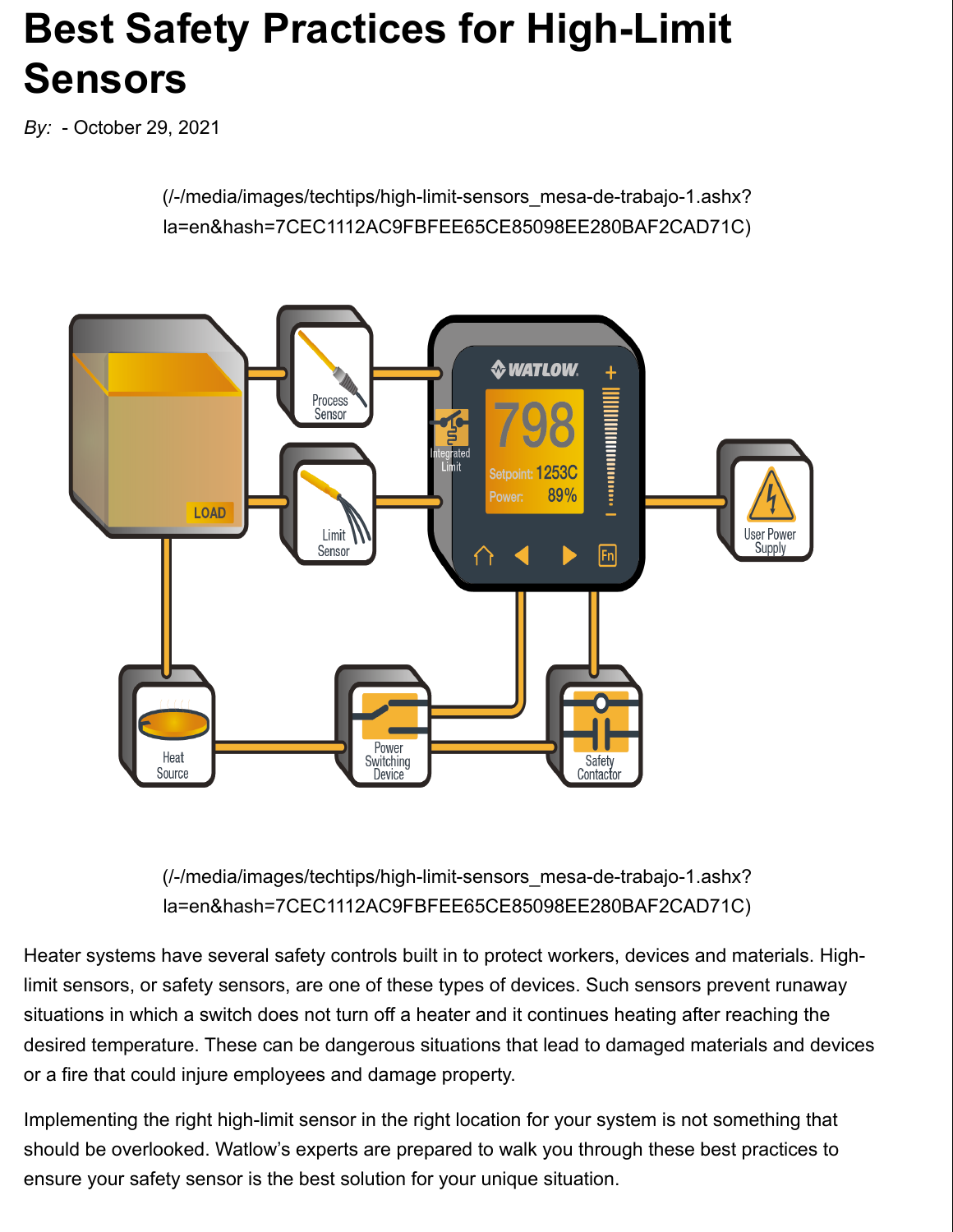# Best Safety Practices for High-Limit Sensors

*By:* - October 29, 2021

(/-/media/images/techtips/high-limit-sensors_mesa-de-trabajo-1.ashx?la=en&hash=7CEC1112AC9FBFEE65CE85098EE280BAF2CAD71C)

(/-/media/images/techtips/high-limit-sensors_mesa-de-trabajo-1.ashx?la=en&hash=7CEC1112AC9FBFEE65CE85098EE280BAF2CAD71C)

Heater systems have several safety controls built in to protect workers, devices and materials. High-limit sensors, or safety sensors, are one of these types of devices. Such sensors prevent runaway situations in which a switch does not turn off a heater and it continues heating after reaching the desired temperature. These can be dangerous situations that lead to damaged materials and devices or a fire that could injure employees and damage property.

Implementing the right high-limit sensor in the right location for your system is not something that should be overlooked. Watlow's experts are prepared to walk you through these best practices to ensure your safety sensor is the best solution for your unique situation.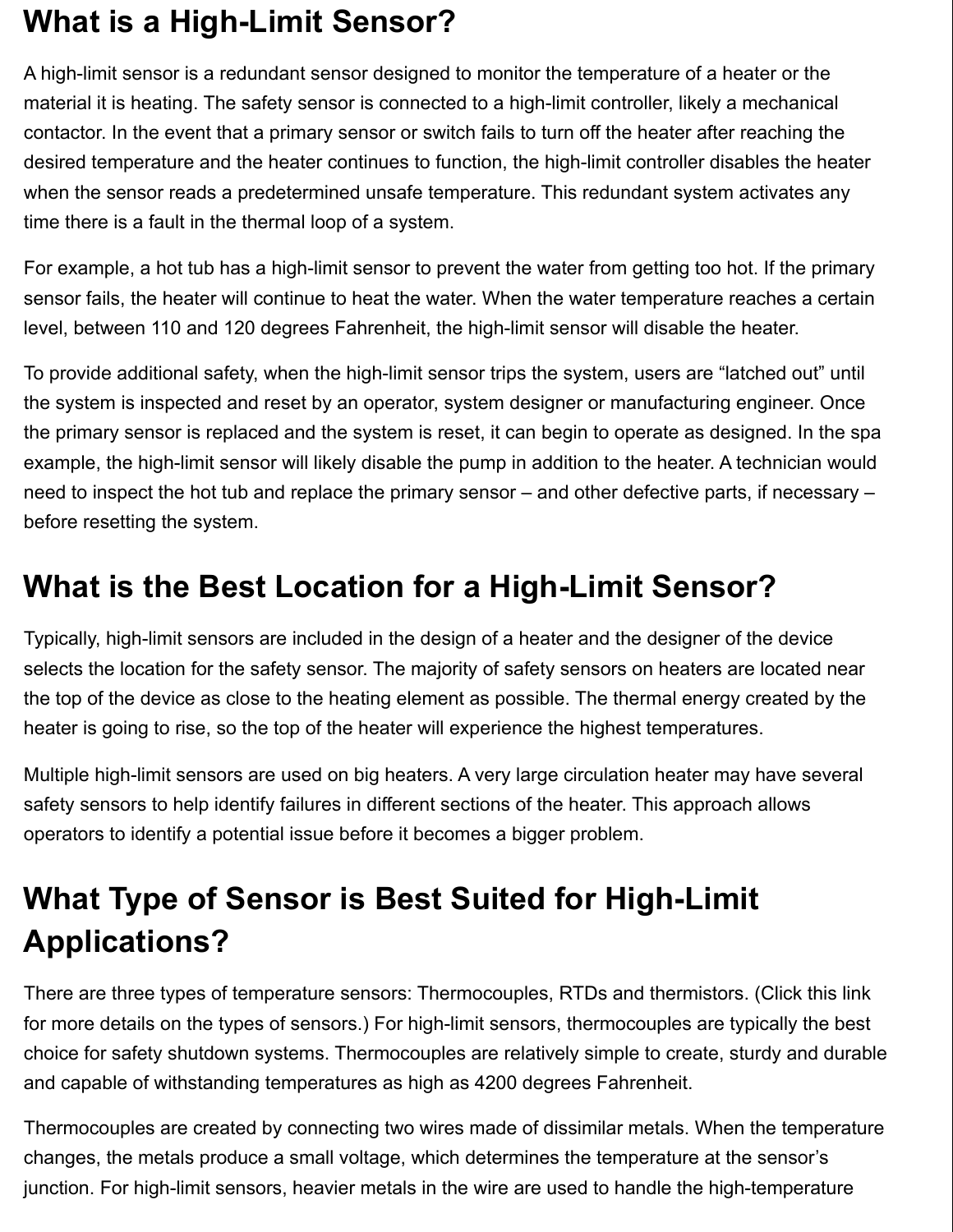## What is a High-Limit Sensor?

A high-limit sensor is a redundant sensor designed to monitor the temperature of a heater or the material it is heating. The safety sensor is connected to a high-limit controller, likely a mechanical contactor. In the event that a primary sensor or switch fails to turn off the heater after reaching the desired temperature and the heater continues to function, the high-limit controller disables the heater when the sensor reads a predetermined unsafe temperature. This redundant system activates any time there is a fault in the thermal loop of a system.

For example, a hot tub has a high-limit sensor to prevent the water from getting too hot. If the primary sensor fails, the heater will continue to heat the water. When the water temperature reaches a certain level, between 110 and 120 degrees Fahrenheit, the high-limit sensor will disable the heater.

To provide additional safety, when the high-limit sensor trips the system, users are "latched out" until the system is inspected and reset by an operator, system designer or manufacturing engineer. Once the primary sensor is replaced and the system is reset, it can begin to operate as designed. In the spa example, the high-limit sensor will likely disable the pump in addition to the heater. A technician would need to inspect the hot tub and replace the primary sensor – and other defective parts, if necessary – before resetting the system.

## What is the Best Location for a High-Limit Sensor?

Typically, high-limit sensors are included in the design of a heater and the designer of the device selects the location for the safety sensor. The majority of safety sensors on heaters are located near the top of the device as close to the heating element as possible. The thermal energy created by the heater is going to rise, so the top of the heater will experience the highest temperatures.

Multiple high-limit sensors are used on big heaters. A very large circulation heater may have several safety sensors to help identify failures in different sections of the heater. This approach allows operators to identify a potential issue before it becomes a bigger problem.

## What Type of Sensor is Best Suited for High-Limit Applications?

There are three types of temperature sensors: Thermocouples, RTDs and thermistors. (Click this link for more details on the types of sensors.) For high-limit sensors, thermocouples are typically the best choice for safety shutdown systems. Thermocouples are relatively simple to create, sturdy and durable and capable of withstanding temperatures as high as 4200 degrees Fahrenheit.

Thermocouples are created by connecting two wires made of dissimilar metals. When the temperature changes, the metals produce a small voltage, which determines the temperature at the sensor's junction. For high-limit sensors, heavier metals in the wire are used to handle the high-temperature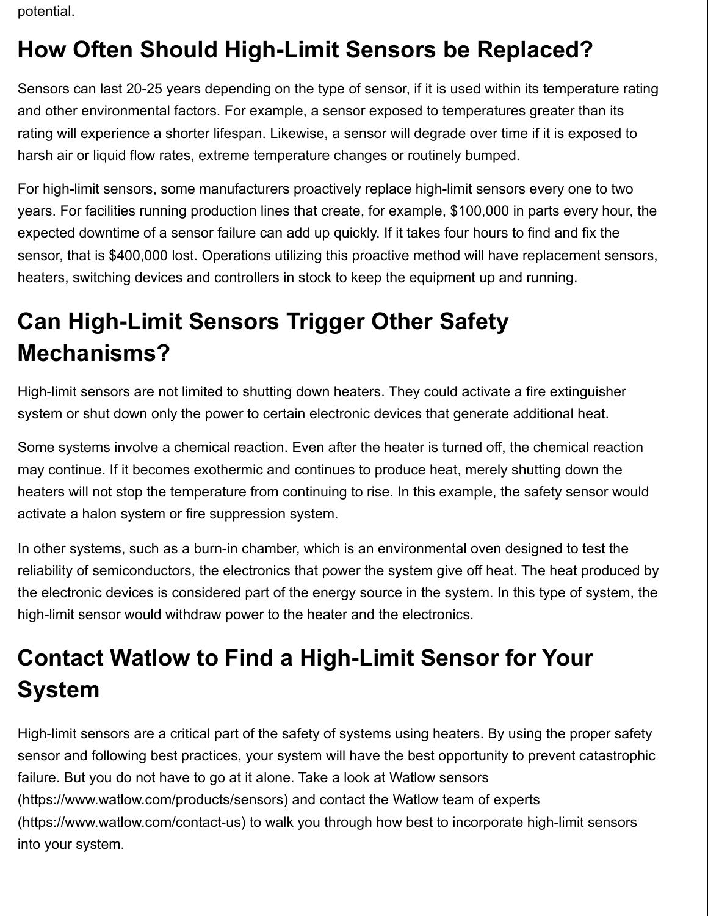potential.

## How Often Should High-Limit Sensors be Replaced?

Sensors can last 20-25 years depending on the type of sensor, if it is used within its temperature rating and other environmental factors. For example, a sensor exposed to temperatures greater than its rating will experience a shorter lifespan. Likewise, a sensor will degrade over time if it is exposed to harsh air or liquid flow rates, extreme temperature changes or routinely bumped.

For high-limit sensors, some manufacturers proactively replace high-limit sensors every one to two years. For facilities running production lines that create, for example, $100,000 in parts every hour, the expected downtime of a sensor failure can add up quickly. If it takes four hours to find and fix the sensor, that is $400,000 lost. Operations utilizing this proactive method will have replacement sensors, heaters, switching devices and controllers in stock to keep the equipment up and running.

## Can High-Limit Sensors Trigger Other Safety Mechanisms?

High-limit sensors are not limited to shutting down heaters. They could activate a fire extinguisher system or shut down only the power to certain electronic devices that generate additional heat.

Some systems involve a chemical reaction. Even after the heater is turned off, the chemical reaction may continue. If it becomes exothermic and continues to produce heat, merely shutting down the heaters will not stop the temperature from continuing to rise. In this example, the safety sensor would activate a halon system or fire suppression system.

In other systems, such as a burn-in chamber, which is an environmental oven designed to test the reliability of semiconductors, the electronics that power the system give off heat. The heat produced by the electronic devices is considered part of the energy source in the system. In this type of system, the high-limit sensor would withdraw power to the heater and the electronics.

## Contact Watlow to Find a High-Limit Sensor for Your System

High-limit sensors are a critical part of the safety of systems using heaters. By using the proper safety sensor and following best practices, your system will have the best opportunity to prevent catastrophic failure. But you do not have to go at it alone. Take a look at Watlow sensors (https://www.watlow.com/products/sensors) and contact the Watlow team of experts (https://www.watlow.com/contact-us) to walk you through how best to incorporate high-limit sensors into your system.